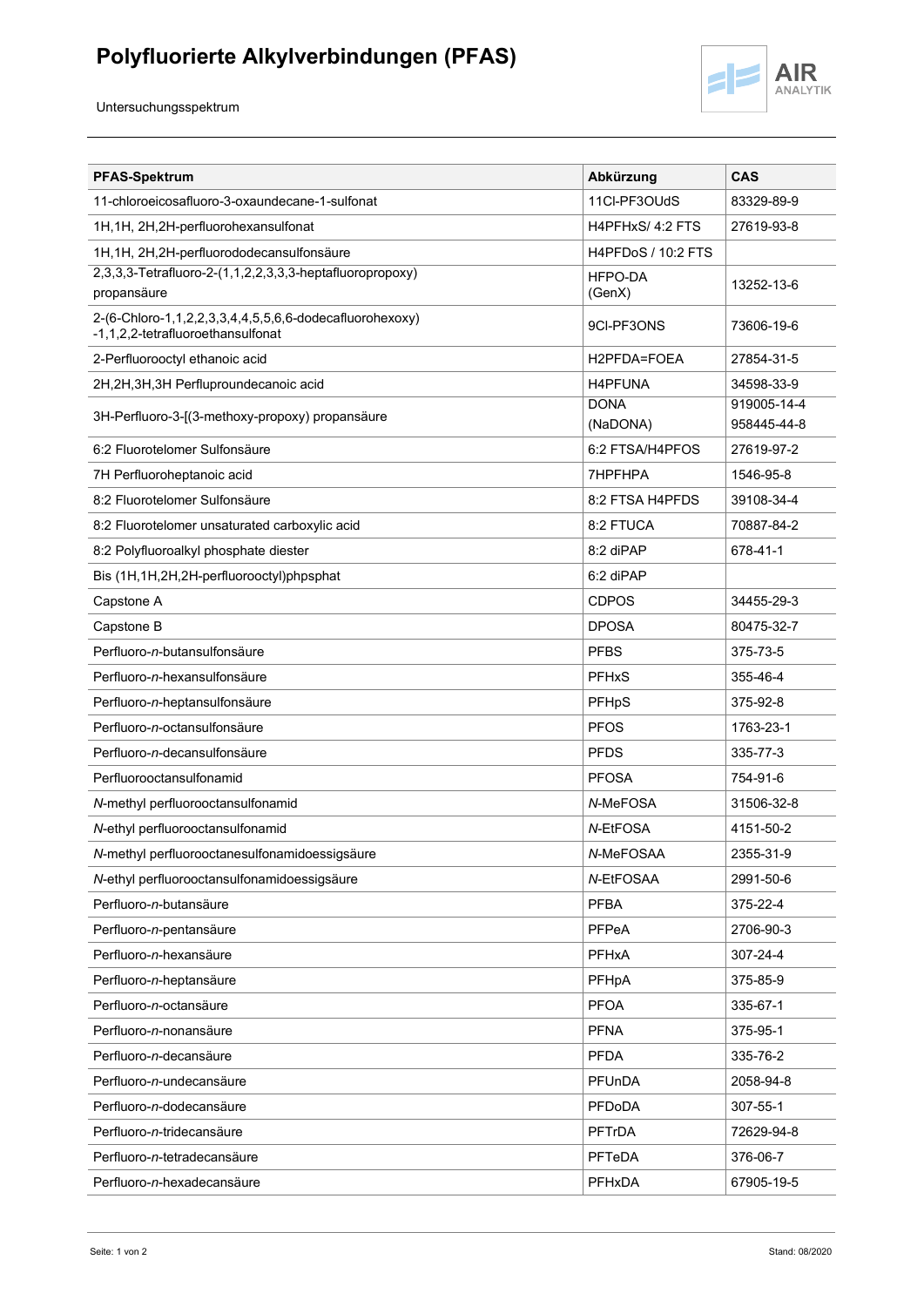# Polyfluorierte Alkylverbindungen (PFAS)

Untersuchungsspektrum

| PFAS-Spektrum | Abkürzung | CAS |
|---|---|---|
| 11-chloroeicosafluoro-3-oxaundecane-1-sulfonat | 11Cl-PF3OUdS | 83329-89-9 |
| 1H,1H, 2H,2H-perfluorohexansulfonat | H4PFHxS/ 4:2 FTS | 27619-93-8 |
| 1H,1H, 2H,2H-perfluorododecansulfonsäure | H4PFDoS / 10:2 FTS | |
| 2,3,3,3-Tetrafluoro-2-(1,1,2,2,3,3,3-heptafluoropropoxy) propansäure | HFPO-DA (GenX) | 13252-13-6 |
| 2-(6-Chloro-1,1,2,2,3,3,4,4,5,5,6,6-dodecafluorohexoxy) -1,1,2,2-tetrafluoroethansulfonat | 9Cl-PF3ONS | 73606-19-6 |
| 2-Perfluorooctyl ethanoic acid | H2PFDA=FOEA | 27854-31-5 |
| 2H,2H,3H,3H Perfluoroundecanoic acid | H4PFUNA | 34598-33-9 |
| 3H-Perfluoro-3-[(3-methoxy-propoxy) propansäure | DONA (NaDONA) | 919005-14-4 958445-44-8 |
| 6:2 Fluorotelomer Sulfonsäure | 6:2 FTSA/H4PFOS | 27619-97-2 |
| 7H Perfluoroheptanoic acid | 7HPFHPA | 1546-95-8 |
| 8:2 Fluorotelomer Sulfonsäure | 8:2 FTSA H4PFDS | 39108-34-4 |
| 8:2 Fluorotelomer unsaturated carboxylic acid | 8:2 FTUCA | 70887-84-2 |
| 8:2 Polyfluoroalkyl phosphate diester | 8:2 diPAP | 678-41-1 |
| Bis (1H,1H,2H,2H-perfluorooctyl)phpsphat | 6:2 diPAP | |
| Capstone A | CDPOS | 34455-29-3 |
| Capstone B | DPOSA | 80475-32-7 |
| Perfluoro-*n*-butansulfonsäure | PFBS | 375-73-5 |
| Perfluoro-*n*-hexansulfonsäure | PFHxS | 355-46-4 |
| Perfluoro-*n*-heptansulfonsäure | PFHpS | 375-92-8 |
| Perfluoro-*n*-octansulfonsäure | PFOS | 1763-23-1 |
| Perfluoro-*n*-decansulfonsäure | PFDS | 335-77-3 |
| Perfluorooctansulfonamid | PFOSA | 754-91-6 |
| *N*-methyl perfluorooctansulfonamid | *N*-MeFOSA | 31506-32-8 |
| *N*-ethyl perfluorooctansulfonamid | *N*-EtFOSA | 4151-50-2 |
| *N*-methyl perfluorooctanesulfonamidoessigsäure | *N*-MeFOSAA | 2355-31-9 |
| *N*-ethyl perfluorooctansulfonamidoessigsäure | *N*-EtFOSAA | 2991-50-6 |
| Perfluoro-*n*-butansäure | PFBA | 375-22-4 |
| Perfluoro-*n*-pentansäure | PFPeA | 2706-90-3 |
| Perfluoro-*n*-hexansäure | PFHxA | 307-24-4 |
| Perfluoro-*n*-heptansäure | PFHpA | 375-85-9 |
| Perfluoro-*n*-octansäure | PFOA | 335-67-1 |
| Perfluoro-*n*-nonansäure | PFNA | 375-95-1 |
| Perfluoro-*n*-decansäure | PFDA | 335-76-2 |
| Perfluoro-*n*-undecansäure | PFUnDA | 2058-94-8 |
| Perfluoro-*n*-dodecansäure | PFDoDA | 307-55-1 |
| Perfluoro-*n*-tridecansäure | PFTrDA | 72629-94-8 |
| Perfluoro-*n*-tetradecansäure | PFTeDA | 376-06-7 |
| Perfluoro-*n*-hexadecansäure | PFHxDA | 67905-19-5 |

Stand: 08/2020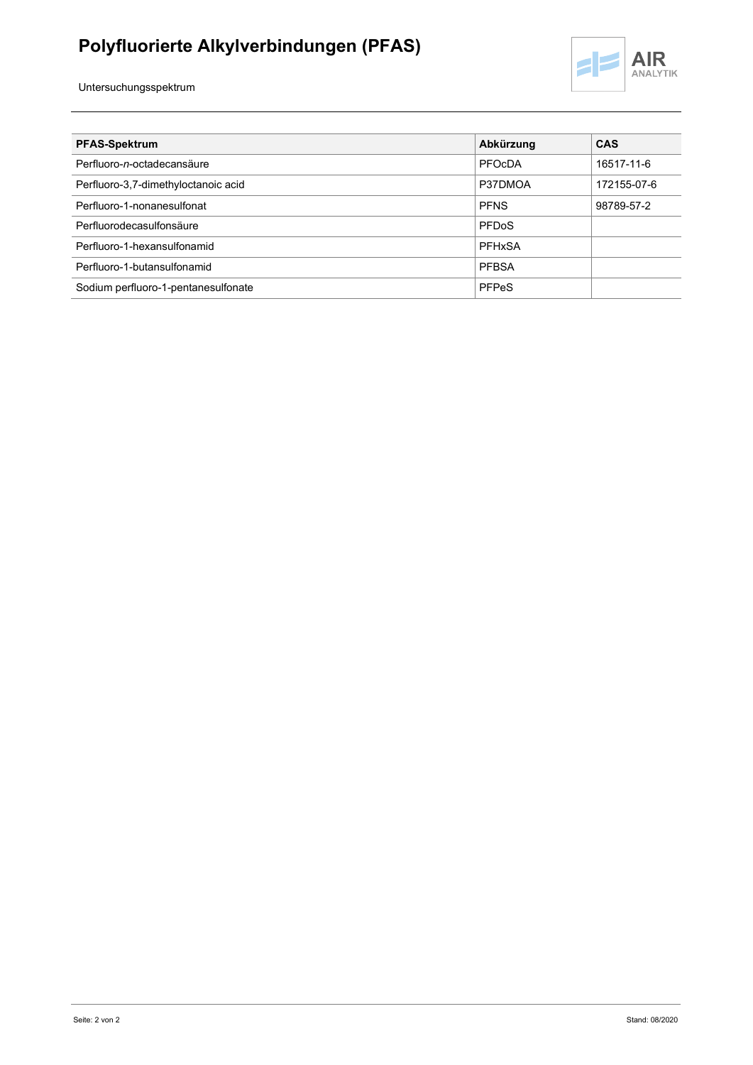# Polyfluorierte Alkylverbindungen (PFAS)

Untersuchungsspektrum

| PFAS-Spektrum | Abkürzung | CAS |
|---|---|---|
| Perfluoro-*n*-octadecansäure | PFOcDA | 16517-11-6 |
| Perfluoro-3,7-dimethyloctanoic acid | P37DMOA | 172155-07-6 |
| Perfluoro-1-nonanesulfonat | PFNS | 98789-57-2 |
| Perfluorodecasulfonsäure | PFDoS | |
| Perfluoro-1-hexansulfonamid | PFHxSA | |
| Perfluoro-1-butansulfonamid | PFBSA | |
| Sodium perfluoro-1-pentanesulfonate | PFPeS | |

Stand: 08/2020